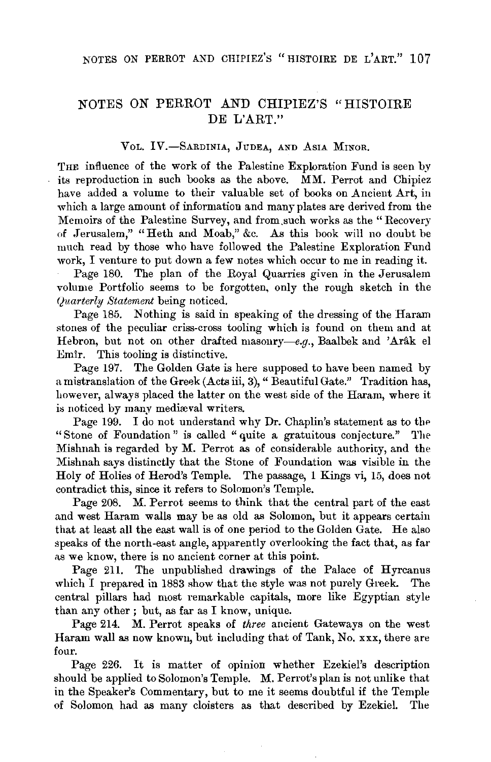# NOTES ON PERROT AND CHIPIEZ'S "HISTOIRE DE L'ART."

## VOL. IV.—SARDINIA, JUDEA, AND ASIA MINOR.

THE influence of the work of the Palestine Exploration Fund is seen by its reproduction in such books as the above. MM. Perrot and Chipiez have added a volume to their valuable set of books on Ancient Art, in which a large amount of information and many plates are derived from the Memoirs of the Palestine Survey, and from such works as the "Recovery of Jerusalem," "Heth and Moab," &c. As this book will no doubt be much read by those who have followed the Palestine Exploration Fund work, I venture to put down a few notes which occur to me in reading it.

Page 180. The plan of the Royal Quarries given in the Jerusalem volume Portfolio seems to be forgotten, only the rough sketch in the *Quarterly Statement* being noticed.

Page 185. Nothing is said in speaking of the dressing of the Haram stones of the peculiar criss-cross tooling which is found on them and at Hebron, but not on other drafted masonry—*e.g.*, Baalbek and 'Arâk el Emîr. This tooling is distinctive.

Page 197. The Golden Gate is here supposed to have been named by a mistranslation of the Greek (Acts iii, 3), "Beautiful Gate." Tradition has, however, always placed the latter on the west side of the Haram, where it is noticed by many mediæval writers.

Page 199. I do not understand why Dr. Chaplin's statement as to the "Stone of Foundation" is called "quite a gratuitous conjecture." The Mishnah is regarded by M. Perrot as of considerable authority, and the Mishnah says distinctly that the Stone of Foundation was visible in the Holy of Holies of Herod's Temple. The passage, 1 Kings vi, 15, does not contradict this, since it refers to Solomon's Temple.

Page 208. M. Perrot seems to think that the central part of the east and west Haram walls may be as old as Solomon, but it appears certain that at least all the east wall is of one period to the Golden Gate. He also speaks of the north-east angle, apparently overlooking the fact that, as far as we know, there is no ancient corner at this point.

Page 211. The unpublished drawings of the Palace of Hyrcanus which I prepared in 1883 show that the style was not purely Greek. The central pillars had most remarkable capitals, more like Egyptian style than any other; but, as far as I know, unique.

Page 214. M. Perrot speaks of *three* ancient Gateways on the west Haram wall as now known, but including that of Tank, No. xxx, there are four.

Page 226. It is matter of opinion whether Ezekiel's description should be applied to Solomon's Temple. M. Perrot's plan is not unlike that in the Speaker's Commentary, but to me it seems doubtful if the Temple of Solomon had as many cloisters as that described by Ezekiel. The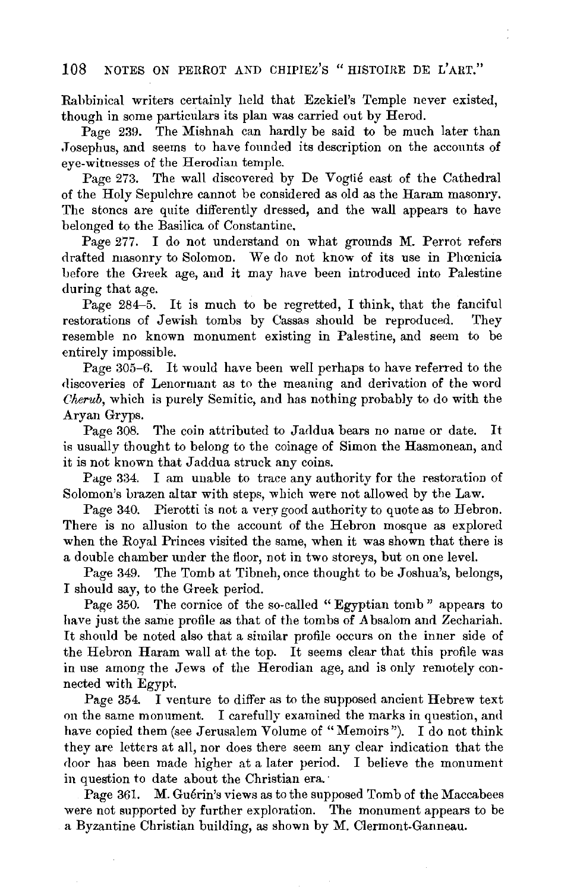Rabbinical writers certainly held that Ezekiel's Temple never existed, though in some particulars its plan was carried out by Herod.

Page 239. The Mishnah can hardly be said to be much later than Josephus, and seems to have founded its description on the accounts of eye-witnesses of the Herodian temple.

Page 273. The wall discovered by De Vogüé east of the Cathedral of the Holy Sepulchre cannot be considered as old as the Haram masonry. The stones are quite differently dressed, and the wall appears to have belonged to the Basilica of Constantine.

Page 277. I do not understand on what grounds M. Perrot refers drafted masonry to Solomon. We do not know of its use in Phœnicia before the Greek age, and it may have been introduced into Palestine during that age.

Page 284–5. It is much to be regretted, I think, that the fanciful restorations of Jewish tombs by Cassas should be reproduced. They resemble no known monument existing in Palestine, and seem to be entirely impossible.

Page 305–6. It would have been well perhaps to have referred to the discoveries of Lenormant as to the meaning and derivation of the word *Cherub*, which is purely Semitic, and has nothing probably to do with the Aryan Gryps.

Page 308. The coin attributed to Jaddua bears no name or date. It is usually thought to belong to the coinage of Simon the Hasmonean, and it is not known that Jaddua struck any coins.

Page 334. I am unable to trace any authority for the restoration of Solomon's brazen altar with steps, which were not allowed by the Law.

Page 340. Pierotti is not a very good authority to quote as to Hebron. There is no allusion to the account of the Hebron mosque as explored when the Royal Princes visited the same, when it was shown that there is a double chamber under the floor, not in two storeys, but on one level.

Page 349. The Tomb at Tibneh, once thought to be Joshua's, belongs, I should say, to the Greek period.

Page 350. The cornice of the so-called "Egyptian tomb" appears to have just the same profile as that of the tombs of Absalom and Zechariah. It should be noted also that a similar profile occurs on the inner side of the Hebron Haram wall at the top. It seems clear that this profile was in use among the Jews of the Herodian age, and is only remotely connected with Egypt.

Page 354. I venture to differ as to the supposed ancient Hebrew text on the same monument. I carefully examined the marks in question, and have copied them (see Jerusalem Volume of "Memoirs"). I do not think they are letters at all, nor does there seem any clear indication that the door has been made higher at a later period. I believe the monument in question to date about the Christian era.

Page 361. M. Guérin's views as to the supposed Tomb of the Maccabees were not supported by further exploration. The monument appears to be a Byzantine Christian building, as shown by M. Clermont-Ganneau.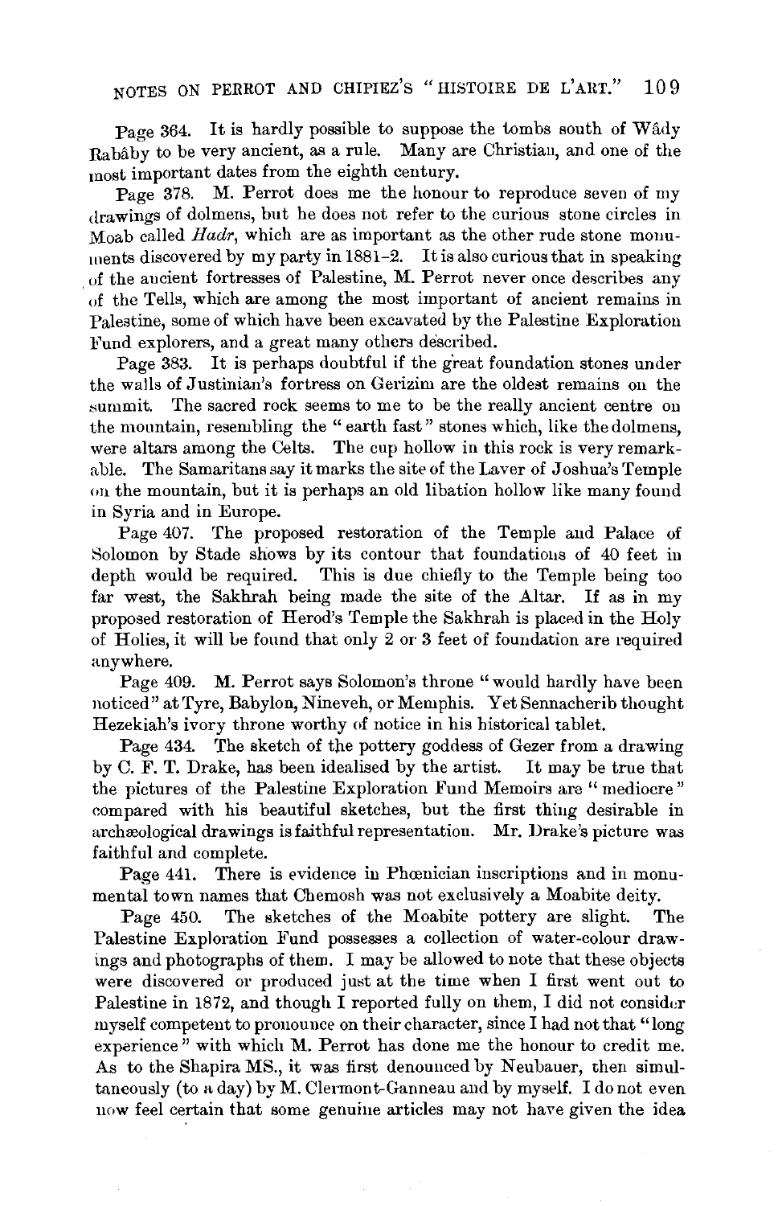Page 364. It is hardly possible to suppose the tombs south of Wâdy Rabâby to be very ancient, as a rule. Many are Christian, and one of the most important dates from the eighth century.

Page 378. M. Perrot does me the honour to reproduce seven of my drawings of dolmens, but he does not refer to the curious stone circles in Moab called *Hadr*, which are as important as the other rude stone monuments discovered by my party in 1881–2. It is also curious that in speaking of the ancient fortresses of Palestine, M. Perrot never once describes any of the Tells, which are among the most important of ancient remains in Palestine, some of which have been excavated by the Palestine Exploration Fund explorers, and a great many others described.

Page 383. It is perhaps doubtful if the great foundation stones under the walls of Justinian's fortress on Gerizim are the oldest remains on the summit. The sacred rock seems to me to be the really ancient centre on the mountain, resembling the "earth fast" stones which, like the dolmens, were altars among the Celts. The cup hollow in this rock is very remarkable. The Samaritans say it marks the site of the Laver of Joshua's Temple on the mountain, but it is perhaps an old libation hollow like many found in Syria and in Europe.

Page 407. The proposed restoration of the Temple and Palace of Solomon by Stade shows by its contour that foundations of 40 feet in depth would be required. This is due chiefly to the Temple being too far west, the Sakhrah being made the site of the Altar. If as in my proposed restoration of Herod's Temple the Sakhrah is placed in the Holy of Holies, it will be found that only 2 or 3 feet of foundation are required anywhere.

Page 409. M. Perrot says Solomon's throne "would hardly have been noticed" at Tyre, Babylon, Nineveh, or Memphis. Yet Sennacherib thought Hezekiah's ivory throne worthy of notice in his historical tablet.

Page 434. The sketch of the pottery goddess of Gezer from a drawing by C. F. T. Drake, has been idealised by the artist. It may be true that the pictures of the Palestine Exploration Fund Memoirs are "mediocre" compared with his beautiful sketches, but the first thing desirable in archæological drawings is faithful representation. Mr. Drake's picture was faithful and complete.

Page 441. There is evidence in Phœnician inscriptions and in monumental town names that Chemosh was not exclusively a Moabite deity.

Page 450. The sketches of the Moabite pottery are slight. The Palestine Exploration Fund possesses a collection of water-colour drawings and photographs of them. I may be allowed to note that these objects were discovered or produced just at the time when I first went out to Palestine in 1872, and though I reported fully on them, I did not consider myself competent to pronounce on their character, since I had not that "long experience" with which M. Perrot has done me the honour to credit me. As to the Shapira MS., it was first denounced by Neubauer, then simultaneously (to a day) by M. Clermont-Ganneau and by myself. I do not even now feel certain that some genuine articles may not have given the idea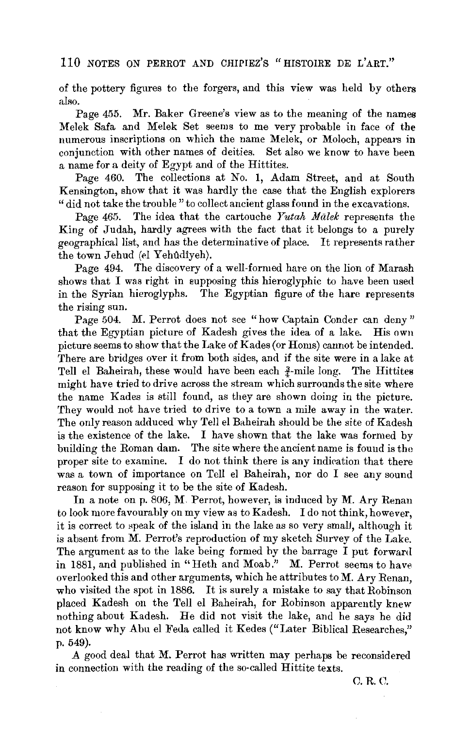of the pottery figures to the forgers, and this view was held by others also.

Page 455. Mr. Baker Greene's view as to the meaning of the names Melek Safa and Melek Set seems to me very probable in face of the numerous inscriptions on which the name Melek, or Moloch, appears in conjunction with other names of deities. Set also we know to have been a name for a deity of Egypt and of the Hittites.

Page 460. The collections at No. 1, Adam Street, and at South Kensington, show that it was hardly the case that the English explorers "did not take the trouble" to collect ancient glass found in the excavations.

Page 465. The idea that the cartouche *Yutah Mālek* represents the King of Judah, hardly agrees with the fact that it belongs to a purely geographical list, and has the determinative of place. It represents rather the town Jehud (el Yehûdîyeh).

Page 494. The discovery of a well-formed hare on the lion of Marash shows that I was right in supposing this hieroglyphic to have been used in the Syrian hieroglyphs. The Egyptian figure of the hare represents the rising sun.

Page 504. M. Perrot does not see "how Captain Conder can deny" that the Egyptian picture of Kadesh gives the idea of a lake. His own picture seems to show that the Lake of Kades (or Homs) cannot be intended. There are bridges over it from both sides, and if the site were in a lake at Tell el Baheirah, these would have been each ¾-mile long. The Hittites might have tried to drive across the stream which surrounds the site where the name Kades is still found, as they are shown doing in the picture. They would not have tried to drive to a town a mile away in the water. The only reason adduced why Tell el Baheirah should be the site of Kadesh is the existence of the lake. I have shown that the lake was formed by building the Roman dam. The site where the ancient name is found is the proper site to examine. I do not think there is any indication that there was a town of importance on Tell el Baheirah, nor do I see any sound reason for supposing it to be the site of Kadesh.

In a note on p. 806, M. Perrot, however, is induced by M. Ary Renan to look more favourably on my view as to Kadesh. I do not think, however, it is correct to speak of the island in the lake as so very small, although it is absent from M. Perrot's reproduction of my sketch Survey of the Lake. The argument as to the lake being formed by the barrage I put forward in 1881, and published in "Heth and Moab." M. Perrot seems to have overlooked this and other arguments, which he attributes to M. Ary Renan, who visited the spot in 1886. It is surely a mistake to say that Robinson placed Kadesh on the Tell el Baheirah, for Robinson apparently knew nothing about Kadesh. He did not visit the lake, and he says he did not know why Abu el Feda called it Kedes ("Later Biblical Researches," p. 549).

A good deal that M. Perrot has written may perhaps be reconsidered in connection with the reading of the so-called Hittite texts.

C. R. C.